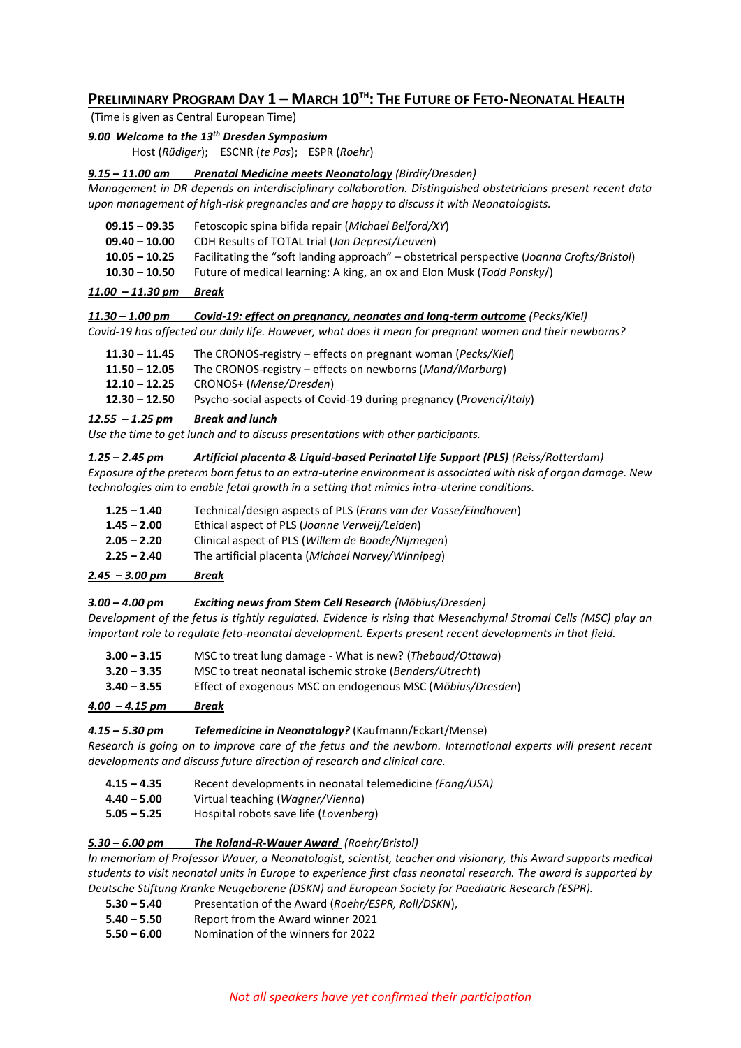## Preliminary Program Day 1 – March 10th: The Future of Feto-Neonatal Health

(Time is given as Central European Time)

***9.00 Welcome to the 13th Dresden Symposium***

Host (*Rüdiger*); ESCNR (*te Pas*); ESPR (*Roehr*)

***9.15 – 11.00 am Prenatal Medicine meets Neonatology*** *(Birdir/Dresden)*

*Management in DR depends on interdisciplinary collaboration. Distinguished obstetricians present recent data upon management of high-risk pregnancies and are happy to discuss it with Neonatologists.*

**09.15 – 09.35** Fetoscopic spina bifida repair (*Michael Belford/XY*)
**09.40 – 10.00** CDH Results of TOTAL trial (*Jan Deprest/Leuven*)
**10.05 – 10.25** Facilitating the "soft landing approach" – obstetrical perspective (*Joanna Crofts/Bristol*)
**10.30 – 10.50** Future of medical learning: A king, an ox and Elon Musk (*Todd Ponsky/*)

***11.00 – 11.30 pm Break***

***11.30 – 1.00 pm Covid-19: effect on pregnancy, neonates and long-term outcome*** *(Pecks/Kiel)*

*Covid-19 has affected our daily life. However, what does it mean for pregnant women and their newborns?*

**11.30 – 11.45** The CRONOS-registry – effects on pregnant woman (*Pecks/Kiel*)
**11.50 – 12.05** The CRONOS-registry – effects on newborns (*Mand/Marburg*)
**12.10 – 12.25** CRONOS+ (*Mense/Dresden*)
**12.30 – 12.50** Psycho-social aspects of Covid-19 during pregnancy (*Provenci/Italy*)

***12.55 – 1.25 pm Break and lunch***

*Use the time to get lunch and to discuss presentations with other participants.*

***1.25 – 2.45 pm Artificial placenta & Liquid-based Perinatal Life Support (PLS)*** *(Reiss/Rotterdam)*

*Exposure of the preterm born fetus to an extra-uterine environment is associated with risk of organ damage. New technologies aim to enable fetal growth in a setting that mimics intra-uterine conditions.*

**1.25 – 1.40** Technical/design aspects of PLS (*Frans van der Vosse/Eindhoven*)
**1.45 – 2.00** Ethical aspect of PLS (*Joanne Verweij/Leiden*)
**2.05 – 2.20** Clinical aspect of PLS (*Willem de Boode/Nijmegen*)
**2.25 – 2.40** The artificial placenta (*Michael Narvey/Winnipeg*)

***2.45 – 3.00 pm Break***

***3.00 – 4.00 pm Exciting news from Stem Cell Research*** *(Möbius/Dresden)*

*Development of the fetus is tightly regulated. Evidence is rising that Mesenchymal Stromal Cells (MSC) play an important role to regulate feto-neonatal development. Experts present recent developments in that field.*

**3.00 – 3.15** MSC to treat lung damage - What is new? (*Thebaud/Ottawa*)
**3.20 – 3.35** MSC to treat neonatal ischemic stroke (*Benders/Utrecht*)
**3.40 – 3.55** Effect of exogenous MSC on endogenous MSC (*Möbius/Dresden*)

***4.00 – 4.15 pm Break***

***4.15 – 5.30 pm Telemedicine in Neonatology?*** (Kaufmann/Eckart/Mense)

*Research is going on to improve care of the fetus and the newborn. International experts will present recent developments and discuss future direction of research and clinical care.*

**4.15 – 4.35** Recent developments in neonatal telemedicine *(Fang/USA)*
**4.40 – 5.00** Virtual teaching (*Wagner/Vienna*)
**5.05 – 5.25** Hospital robots save life (*Lovenberg*)

***5.30 – 6.00 pm The Roland-R-Wauer Award*** *(Roehr/Bristol)*

*In memoriam of Professor Wauer, a Neonatologist, scientist, teacher and visionary, this Award supports medical students to visit neonatal units in Europe to experience first class neonatal research. The award is supported by Deutsche Stiftung Kranke Neugeborene (DSKN) and European Society for Paediatric Research (ESPR).*

**5.30 – 5.40** Presentation of the Award (*Roehr/ESPR, Roll/DSKN*),
**5.40 – 5.50** Report from the Award winner 2021
**5.50 – 6.00** Nomination of the winners for 2022

*Not all speakers have yet confirmed their participation*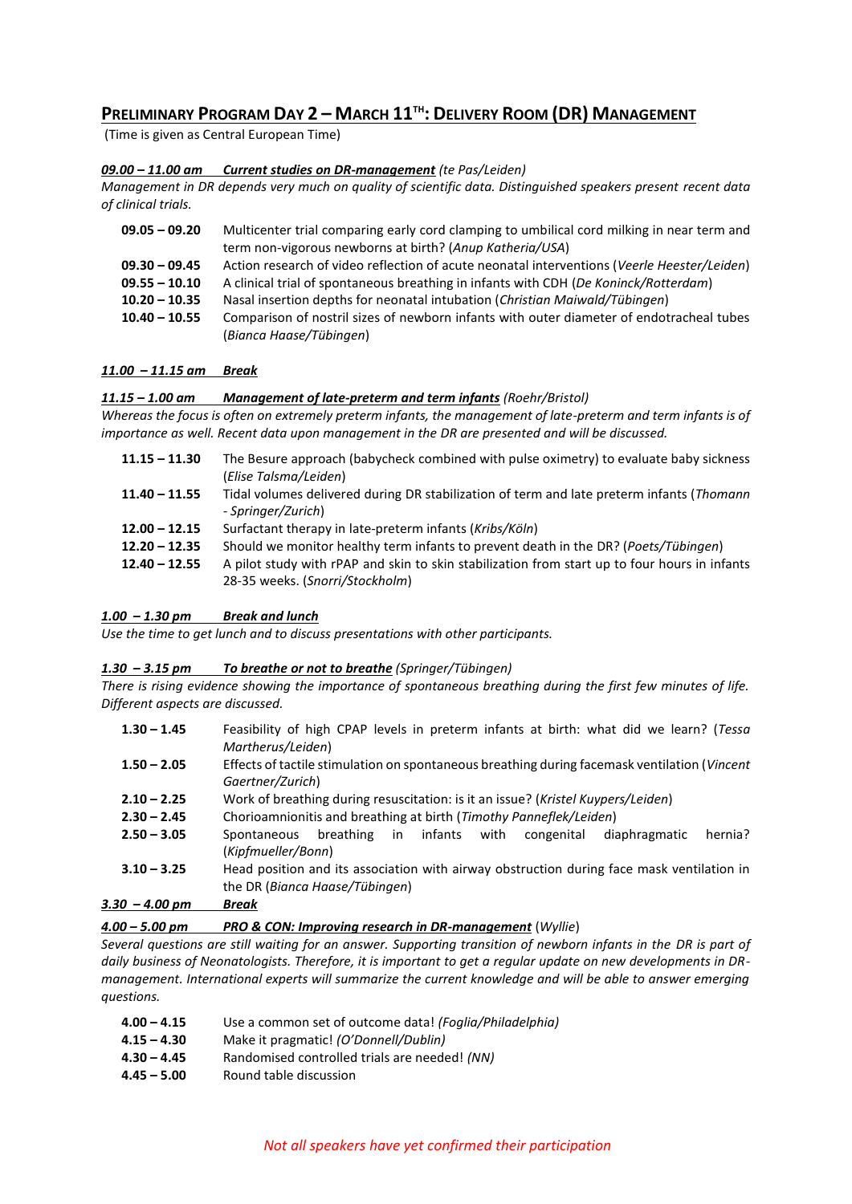## PRELIMINARY PROGRAM DAY 2 – MARCH 11TH: DELIVERY ROOM (DR) MANAGEMENT

(Time is given as Central European Time)

***09.00 – 11.00 am Current studies on DR-management*** *(te Pas/Leiden)*

*Management in DR depends very much on quality of scientific data. Distinguished speakers present recent data of clinical trials.*

| | |
|---|---|
| **09.05 – 09.20** | Multicenter trial comparing early cord clamping to umbilical cord milking in near term and term non-vigorous newborns at birth? (*Anup Katheria/USA*) |
| **09.30 – 09.45** | Action research of video reflection of acute neonatal interventions (*Veerle Heester/Leiden*) |
| **09.55 – 10.10** | A clinical trial of spontaneous breathing in infants with CDH (*De Koninck/Rotterdam*) |
| **10.20 – 10.35** | Nasal insertion depths for neonatal intubation (*Christian Maiwald/Tübingen*) |
| **10.40 – 10.55** | Comparison of nostril sizes of newborn infants with outer diameter of endotracheal tubes (*Bianca Haase/Tübingen*) |

***11.00 – 11.15 am Break***

***11.15 – 1.00 am Management of late-preterm and term infants*** *(Roehr/Bristol)*

*Whereas the focus is often on extremely preterm infants, the management of late-preterm and term infants is of importance as well. Recent data upon management in the DR are presented and will be discussed.*

| | |
|---|---|
| **11.15 – 11.30** | The Besure approach (babycheck combined with pulse oximetry) to evaluate baby sickness (*Elise Talsma/Leiden*) |
| **11.40 – 11.55** | Tidal volumes delivered during DR stabilization of term and late preterm infants (*Thomann - Springer/Zurich*) |
| **12.00 – 12.15** | Surfactant therapy in late-preterm infants (*Kribs/Köln*) |
| **12.20 – 12.35** | Should we monitor healthy term infants to prevent death in the DR? (*Poets/Tübingen*) |
| **12.40 – 12.55** | A pilot study with rPAP and skin to skin stabilization from start up to four hours in infants 28-35 weeks. (*Snorri/Stockholm*) |

***1.00 – 1.30 pm Break and lunch***

*Use the time to get lunch and to discuss presentations with other participants.*

***1.30 – 3.15 pm To breathe or not to breathe*** *(Springer/Tübingen)*

*There is rising evidence showing the importance of spontaneous breathing during the first few minutes of life. Different aspects are discussed.*

| | |
|---|---|
| **1.30 – 1.45** | Feasibility of high CPAP levels in preterm infants at birth: what did we learn? (*Tessa Martherus/Leiden*) |
| **1.50 – 2.05** | Effects of tactile stimulation on spontaneous breathing during facemask ventilation (*Vincent Gaertner/Zurich*) |
| **2.10 – 2.25** | Work of breathing during resuscitation: is it an issue? (*Kristel Kuypers/Leiden*) |
| **2.30 – 2.45** | Chorioamnionitis and breathing at birth (*Timothy Panneflek/Leiden*) |
| **2.50 – 3.05** | Spontaneous breathing in infants with congenital diaphragmatic hernia? (*Kipfmueller/Bonn*) |
| **3.10 – 3.25** | Head position and its association with airway obstruction during face mask ventilation in the DR (*Bianca Haase/Tübingen*) |

***3.30 – 4.00 pm Break***

***4.00 – 5.00 pm PRO & CON: Improving research in DR-management*** *(Wyllie)*

*Several questions are still waiting for an answer. Supporting transition of newborn infants in the DR is part of daily business of Neonatologists. Therefore, it is important to get a regular update on new developments in DR-management. International experts will summarize the current knowledge and will be able to answer emerging questions.*

| | |
|---|---|
| **4.00 – 4.15** | Use a common set of outcome data! *(Foglia/Philadelphia)* |
| **4.15 – 4.30** | Make it pragmatic! *(O'Donnell/Dublin)* |
| **4.30 – 4.45** | Randomised controlled trials are needed! *(NN)* |
| **4.45 – 5.00** | Round table discussion |

*Not all speakers have yet confirmed their participation*